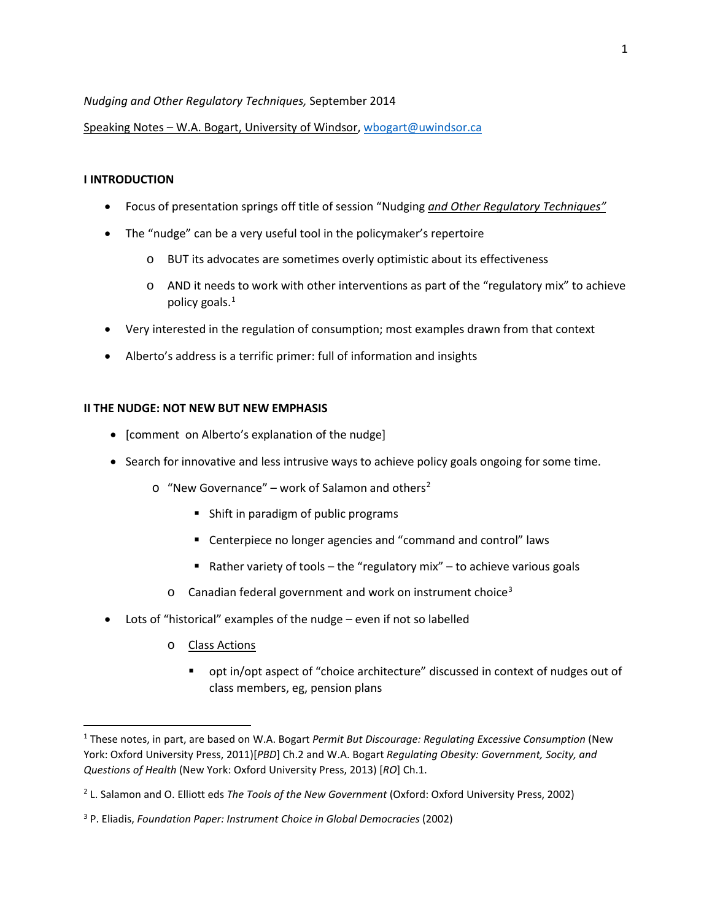*Nudging and Other Regulatory Techniques,* September 2014

Speaking Notes – W.A. Bogart, University of Windsor, wbogart@uwindsor.ca

## I INTRODUCTION

- Focus of presentation springs off title of session "Nudging ***and Other Regulatory Techniques"***
- The "nudge" can be a very useful tool in the policymaker's repertoire
  - BUT its advocates are sometimes overly optimistic about its effectiveness
  - AND it needs to work with other interventions as part of the "regulatory mix" to achieve policy goals.[1]
- Very interested in the regulation of consumption; most examples drawn from that context
- Alberto's address is a terrific primer: full of information and insights

## II THE NUDGE: NOT NEW BUT NEW EMPHASIS

- [comment on Alberto's explanation of the nudge]
- Search for innovative and less intrusive ways to achieve policy goals ongoing for some time.
  - "New Governance" – work of Salamon and others[2]
    - Shift in paradigm of public programs
    - Centerpiece no longer agencies and "command and control" laws
    - Rather variety of tools – the "regulatory mix" – to achieve various goals
  - Canadian federal government and work on instrument choice[3]
- Lots of "historical" examples of the nudge – even if not so labelled
  - Class Actions
    - opt in/opt aspect of "choice architecture" discussed in context of nudges out of class members, eg, pension plans

---

[1] These notes, in part, are based on W.A. Bogart *Permit But Discourage: Regulating Excessive Consumption* (New York: Oxford University Press, 2011)[*PBD*] Ch.2 and W.A. Bogart *Regulating Obesity: Government, Socity, and Questions of Health* (New York: Oxford University Press, 2013) [*RO*] Ch.1.

[2] L. Salamon and O. Elliott eds *The Tools of the New Government* (Oxford: Oxford University Press, 2002)

[3] P. Eliadis, *Foundation Paper: Instrument Choice in Global Democracies* (2002)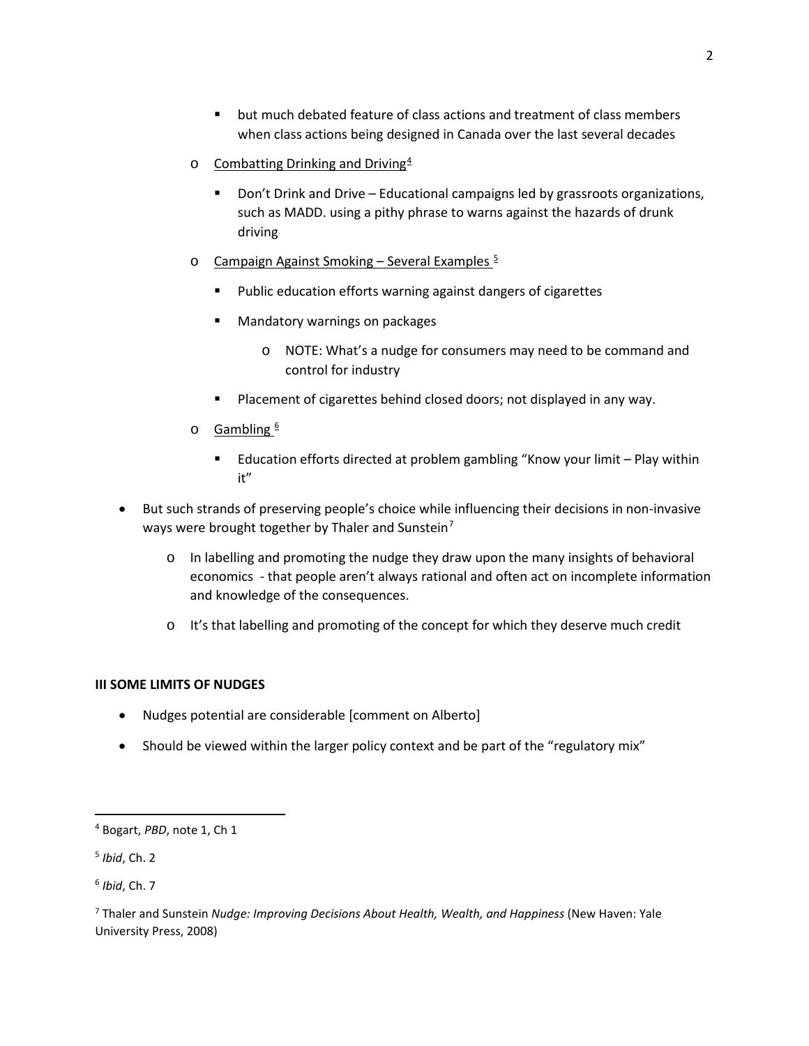- but much debated feature of class actions and treatment of class members when class actions being designed in Canada over the last several decades
  - Combatting Drinking and Driving[4]
    - Don't Drink and Drive – Educational campaigns led by grassroots organizations, such as MADD. using a pithy phrase to warns against the hazards of drunk driving
  - Campaign Against Smoking – Several Examples [5]
    - Public education efforts warning against dangers of cigarettes
    - Mandatory warnings on packages
      - NOTE: What's a nudge for consumers may need to be command and control for industry
    - Placement of cigarettes behind closed doors; not displayed in any way.
  - Gambling [6]
    - Education efforts directed at problem gambling "Know your limit – Play within it"
- But such strands of preserving people's choice while influencing their decisions in non-invasive ways were brought together by Thaler and Sunstein[7]
  - In labelling and promoting the nudge they draw upon the many insights of behavioral economics - that people aren't always rational and often act on incomplete information and knowledge of the consequences.
  - It's that labelling and promoting of the concept for which they deserve much credit

**III SOME LIMITS OF NUDGES**

- Nudges potential are considerable [comment on Alberto]
- Should be viewed within the larger policy context and be part of the "regulatory mix"

---

[4] Bogart, *PBD*, note 1, Ch 1

[5] *Ibid*, Ch. 2

[6] *Ibid*, Ch. 7

[7] Thaler and Sunstein *Nudge: Improving Decisions About Health, Wealth, and Happiness* (New Haven: Yale University Press, 2008)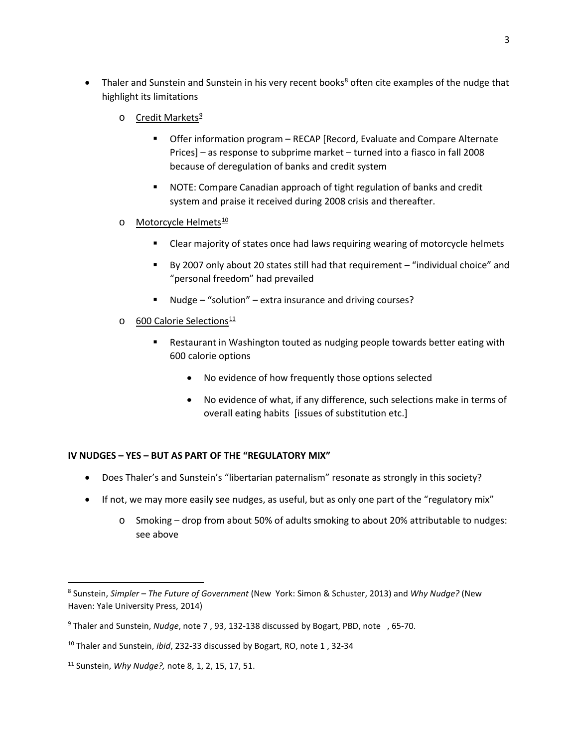- Thaler and Sunstein and Sunstein in his very recent books[8] often cite examples of the nudge that highlight its limitations
    - Credit Markets[9]
        - Offer information program – RECAP [Record, Evaluate and Compare Alternate Prices] – as response to subprime market – turned into a fiasco in fall 2008 because of deregulation of banks and credit system
        - NOTE: Compare Canadian approach of tight regulation of banks and credit system and praise it received during 2008 crisis and thereafter.
    - Motorcycle Helmets[10]
        - Clear majority of states once had laws requiring wearing of motorcycle helmets
        - By 2007 only about 20 states still had that requirement – "individual choice" and "personal freedom" had prevailed
        - Nudge – "solution" – extra insurance and driving courses?
    - 600 Calorie Selections[11]
        - Restaurant in Washington touted as nudging people towards better eating with 600 calorie options
            - No evidence of how frequently those options selected
            - No evidence of what, if any difference, such selections make in terms of overall eating habits [issues of substitution etc.]

**IV NUDGES – YES – BUT AS PART OF THE "REGULATORY MIX"**

- Does Thaler's and Sunstein's "libertarian paternalism" resonate as strongly in this society?
- If not, we may more easily see nudges, as useful, but as only one part of the "regulatory mix"
    - Smoking – drop from about 50% of adults smoking to about 20% attributable to nudges: see above

---

[8] Sunstein, *Simpler – The Future of Government* (New York: Simon & Schuster, 2013) and *Why Nudge?* (New Haven: Yale University Press, 2014)

[9] Thaler and Sunstein, *Nudge*, note 7 , 93, 132-138 discussed by Bogart, PBD, note , 65-70.

[10] Thaler and Sunstein, *ibid*, 232-33 discussed by Bogart, RO, note 1 , 32-34

[11] Sunstein, *Why Nudge?,* note 8, 1, 2, 15, 17, 51.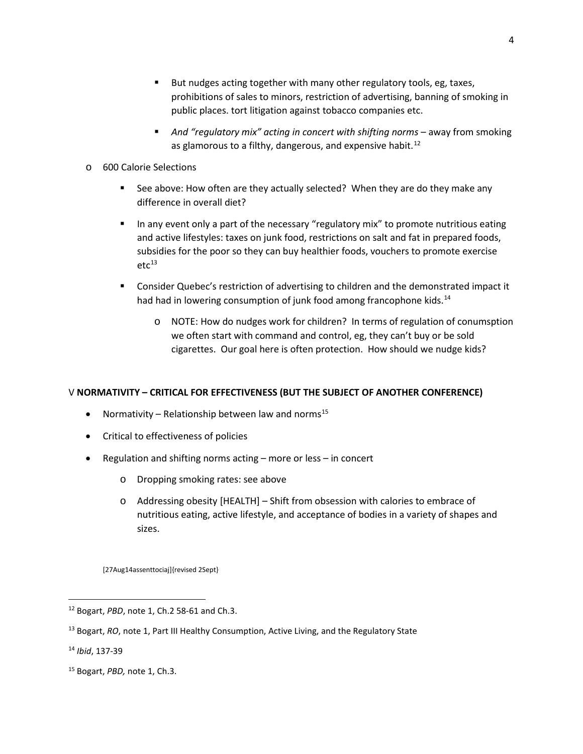- But nudges acting together with many other regulatory tools, eg, taxes, prohibitions of sales to minors, restriction of advertising, banning of smoking in public places. tort litigation against tobacco companies etc.

- *And "regulatory mix" acting in concert with shifting norms* – away from smoking as glamorous to a filthy, dangerous, and expensive habit.[12]

- 600 Calorie Selections

  - See above: How often are they actually selected? When they are do they make any difference in overall diet?

  - In any event only a part of the necessary "regulatory mix" to promote nutritious eating and active lifestyles: taxes on junk food, restrictions on salt and fat in prepared foods, subsidies for the poor so they can buy healthier foods, vouchers to promote exercise etc[13]

  - Consider Quebec's restriction of advertising to children and the demonstrated impact it had had in lowering consumption of junk food among francophone kids.[14]

    - NOTE: How do nudges work for children? In terms of regulation of conumsption we often start with command and control, eg, they can't buy or be sold cigarettes. Our goal here is often protection. How should we nudge kids?

## V **NORMATIVITY – CRITICAL FOR EFFECTIVENESS (BUT THE SUBJECT OF ANOTHER CONFERENCE)**

- Normativity – Relationship between law and norms[15]
- Critical to effectiveness of policies
- Regulation and shifting norms acting – more or less – in concert
  - Dropping smoking rates: see above
  - Addressing obesity [HEALTH] – Shift from obsession with calories to embrace of nutritious eating, active lifestyle, and acceptance of bodies in a variety of shapes and sizes.

[27Aug14assenttociaj]{revised 2Sept}

---

[12] Bogart, *PBD*, note 1, Ch.2 58-61 and Ch.3.

[13] Bogart, *RO*, note 1, Part III Healthy Consumption, Active Living, and the Regulatory State

[14] *Ibid*, 137-39

[15] Bogart, *PBD,* note 1, Ch.3.